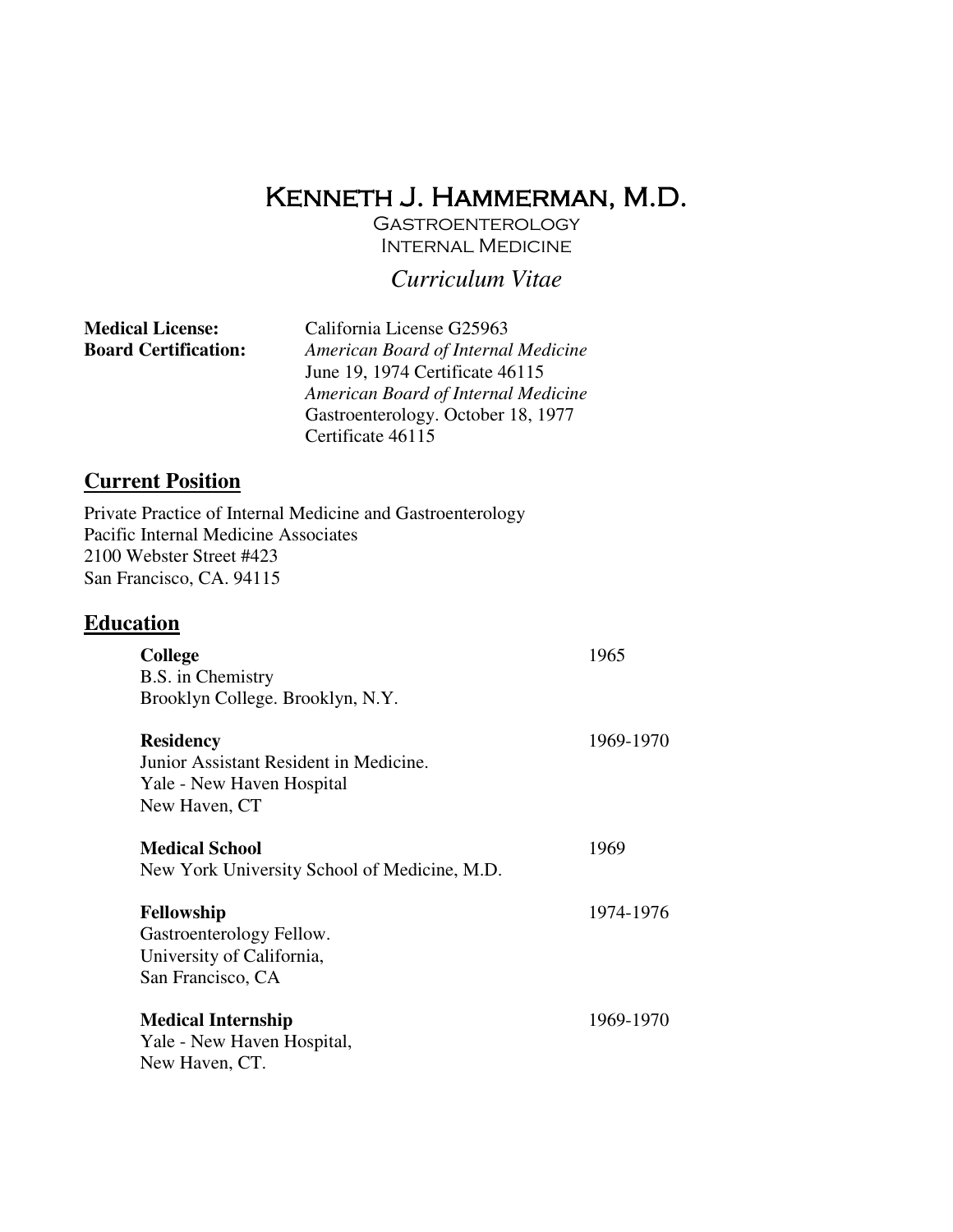# Kenneth J. Hammerman, M.D.

Gastroenterology
Internal Medicine

*Curriculum Vitae*

**Medical License:** California License G25963

**Board Certification:** *American Board of Internal Medicine*
June 19, 1974 Certificate 46115
*American Board of Internal Medicine*
Gastroenterology. October 18, 1977
Certificate 46115

## Current Position

Private Practice of Internal Medicine and Gastroenterology
Pacific Internal Medicine Associates
2100 Webster Street #423
San Francisco, CA. 94115

## Education

**College** — 1965
B.S. in Chemistry
Brooklyn College. Brooklyn, N.Y.

**Residency** — 1969-1970
Junior Assistant Resident in Medicine.
Yale - New Haven Hospital
New Haven, CT

**Medical School** — 1969
New York University School of Medicine, M.D.

**Fellowship** — 1974-1976
Gastroenterology Fellow.
University of California,
San Francisco, CA

**Medical Internship** — 1969-1970
Yale - New Haven Hospital,
New Haven, CT.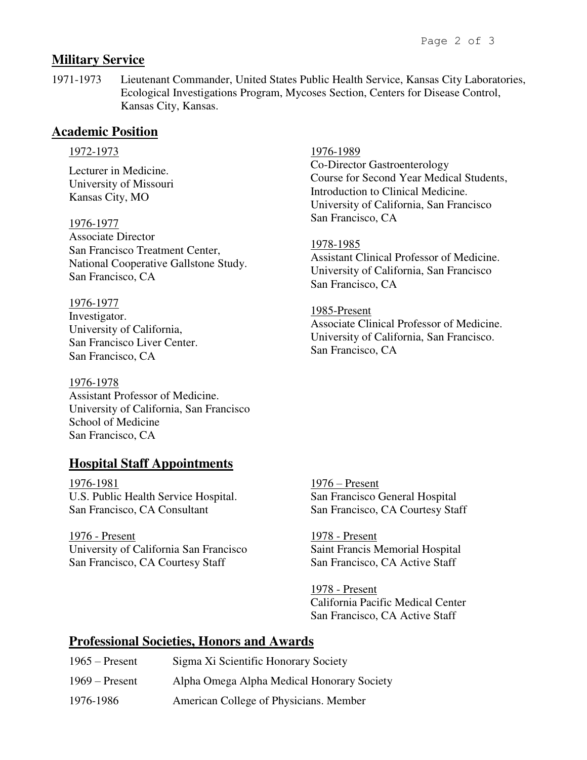## Military Service

1971-1973 Lieutenant Commander, United States Public Health Service, Kansas City Laboratories, Ecological Investigations Program, Mycoses Section, Centers for Disease Control, Kansas City, Kansas.

## Academic Position

1972-1973
Lecturer in Medicine.
University of Missouri
Kansas City, MO

1976-1977
Associate Director
San Francisco Treatment Center,
National Cooperative Gallstone Study.
San Francisco, CA

1976-1977
Investigator.
University of California,
San Francisco Liver Center.
San Francisco, CA

1976-1978
Assistant Professor of Medicine.
University of California, San Francisco
School of Medicine
San Francisco, CA

1976-1989
Co-Director Gastroenterology
Course for Second Year Medical Students,
Introduction to Clinical Medicine.
University of California, San Francisco
San Francisco, CA

1978-1985
Assistant Clinical Professor of Medicine.
University of California, San Francisco
San Francisco, CA

1985-Present
Associate Clinical Professor of Medicine.
University of California, San Francisco.
San Francisco, CA

## Hospital Staff Appointments

1976-1981
U.S. Public Health Service Hospital.
San Francisco, CA Consultant

1976 - Present
University of California San Francisco
San Francisco, CA Courtesy Staff

1976 – Present
San Francisco General Hospital
San Francisco, CA Courtesy Staff

1978 - Present
Saint Francis Memorial Hospital
San Francisco, CA Active Staff

1978 - Present
California Pacific Medical Center
San Francisco, CA Active Staff

## Professional Societies, Honors and Awards

| | |
|---|---|
| 1965 – Present | Sigma Xi Scientific Honorary Society |
| 1969 – Present | Alpha Omega Alpha Medical Honorary Society |
| 1976-1986 | American College of Physicians. Member |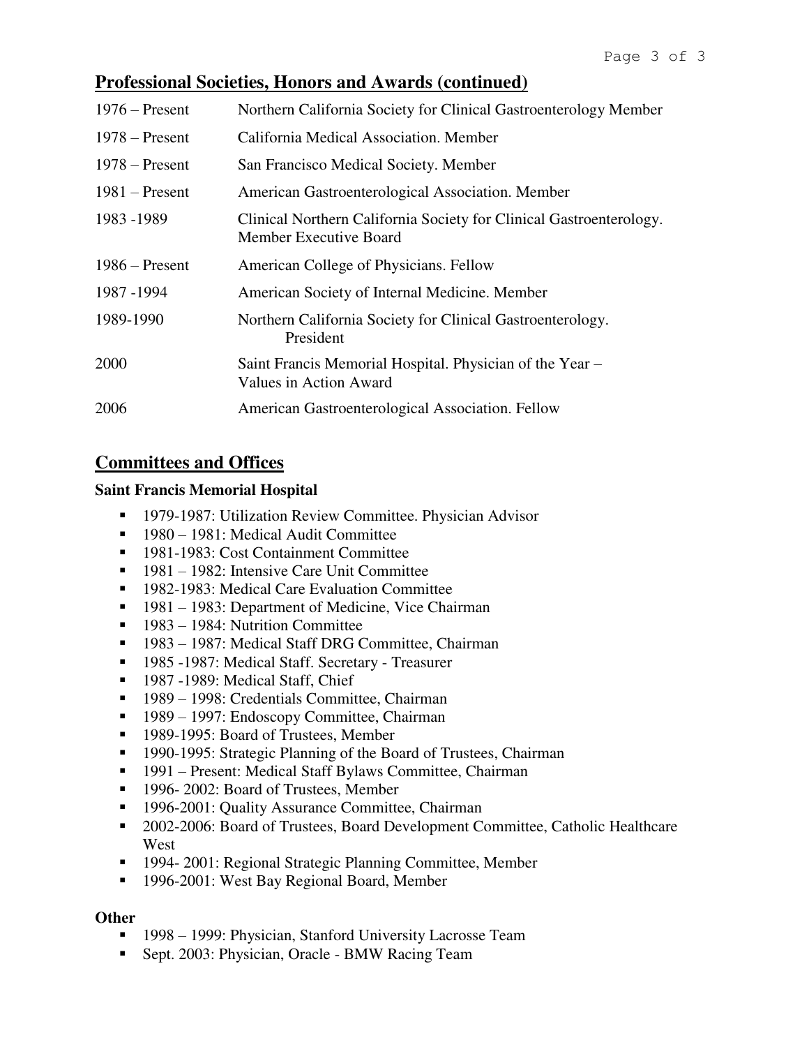## Professional Societies, Honors and Awards (continued)

| | |
|---|---|
| 1976 – Present | Northern California Society for Clinical Gastroenterology Member |
| 1978 – Present | California Medical Association. Member |
| 1978 – Present | San Francisco Medical Society. Member |
| 1981 – Present | American Gastroenterological Association. Member |
| 1983 -1989 | Clinical Northern California Society for Clinical Gastroenterology. Member Executive Board |
| 1986 – Present | American College of Physicians. Fellow |
| 1987 -1994 | American Society of Internal Medicine. Member |
| 1989-1990 | Northern California Society for Clinical Gastroenterology. President |
| 2000 | Saint Francis Memorial Hospital. Physician of the Year – Values in Action Award |
| 2006 | American Gastroenterological Association. Fellow |

## Committees and Offices

### Saint Francis Memorial Hospital

- 1979-1987: Utilization Review Committee. Physician Advisor
- 1980 – 1981: Medical Audit Committee
- 1981-1983: Cost Containment Committee
- 1981 – 1982: Intensive Care Unit Committee
- 1982-1983: Medical Care Evaluation Committee
- 1981 – 1983: Department of Medicine, Vice Chairman
- 1983 – 1984: Nutrition Committee
- 1983 – 1987: Medical Staff DRG Committee, Chairman
- 1985 -1987: Medical Staff. Secretary - Treasurer
- 1987 -1989: Medical Staff, Chief
- 1989 – 1998: Credentials Committee, Chairman
- 1989 – 1997: Endoscopy Committee, Chairman
- 1989-1995: Board of Trustees, Member
- 1990-1995: Strategic Planning of the Board of Trustees, Chairman
- 1991 – Present: Medical Staff Bylaws Committee, Chairman
- 1996- 2002: Board of Trustees, Member
- 1996-2001: Quality Assurance Committee, Chairman
- 2002-2006: Board of Trustees, Board Development Committee, Catholic Healthcare West
- 1994- 2001: Regional Strategic Planning Committee, Member
- 1996-2001: West Bay Regional Board, Member

### Other

- 1998 – 1999: Physician, Stanford University Lacrosse Team
- Sept. 2003: Physician, Oracle - BMW Racing Team